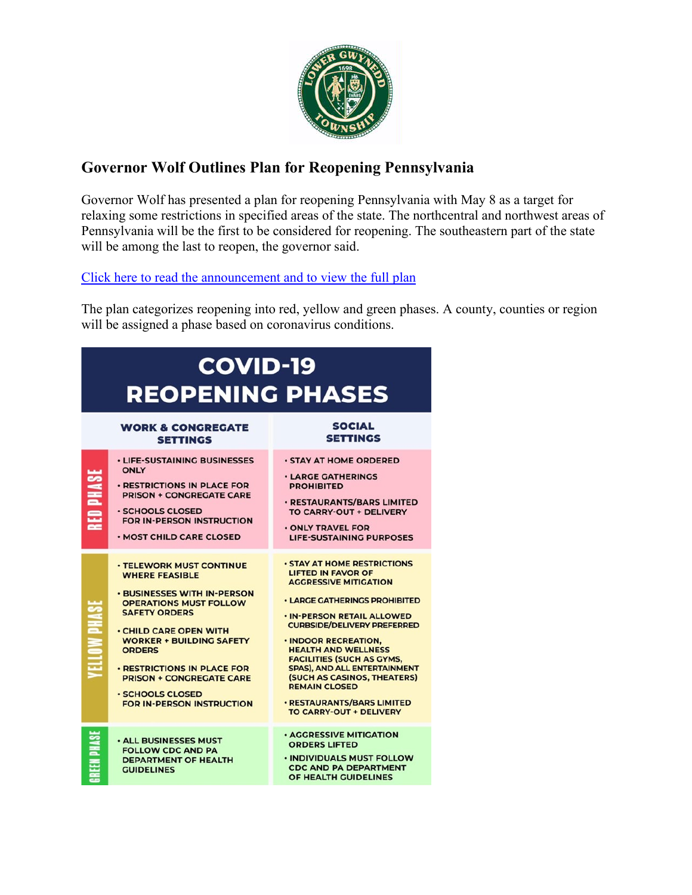## Governor Wolf Outlines Plan for Reopening Pennsylvania

Governor Wolf has presented a plan for reopening Pennsylvania with May 8 as a target for relaxing some restrictions in specified areas of the state. The northcentral and northwest areas of Pennsylvania will be the first to be considered for reopening. The southeastern part of the state will be among the last to reopen, the governor said.

[Click here to read the announcement and to view the full plan]

The plan categorizes reopening into red, yellow and green phases. A county, counties or region will be assigned a phase based on coronavirus conditions.

**COVID-19 REOPENING PHASES**

| | WORK & CONGREGATE SETTINGS | SOCIAL SETTINGS |
|---|---|---|
| RED PHASE | • LIFE-SUSTAINING BUSINESSES ONLY<br>• RESTRICTIONS IN PLACE FOR PRISON + CONGREGATE CARE<br>• SCHOOLS CLOSED FOR IN-PERSON INSTRUCTION<br>• MOST CHILD CARE CLOSED | • STAY AT HOME ORDERED<br>• LARGE GATHERINGS PROHIBITED<br>• RESTAURANTS/BARS LIMITED TO CARRY-OUT + DELIVERY<br>• ONLY TRAVEL FOR LIFE-SUSTAINING PURPOSES |
| YELLOW PHASE | • TELEWORK MUST CONTINUE WHERE FEASIBLE<br>• BUSINESSES WITH IN-PERSON OPERATIONS MUST FOLLOW SAFETY ORDERS<br>• CHILD CARE OPEN WITH WORKER + BUILDING SAFETY ORDERS<br>• RESTRICTIONS IN PLACE FOR PRISON + CONGREGATE CARE<br>• SCHOOLS CLOSED FOR IN-PERSON INSTRUCTION | • STAY AT HOME RESTRICTIONS LIFTED IN FAVOR OF AGGRESSIVE MITIGATION<br>• LARGE GATHERINGS PROHIBITED<br>• IN-PERSON RETAIL ALLOWED CURBSIDE/DELIVERY PREFERRED<br>• INDOOR RECREATION, HEALTH AND WELLNESS FACILITIES (SUCH AS GYMS, SPAS), AND ALL ENTERTAINMENT (SUCH AS CASINOS, THEATERS) REMAIN CLOSED<br>• RESTAURANTS/BARS LIMITED TO CARRY-OUT + DELIVERY |
| GREEN PHASE | • ALL BUSINESSES MUST FOLLOW CDC AND PA DEPARTMENT OF HEALTH GUIDELINES | • AGGRESSIVE MITIGATION ORDERS LIFTED<br>• INDIVIDUALS MUST FOLLOW CDC AND PA DEPARTMENT OF HEALTH GUIDELINES |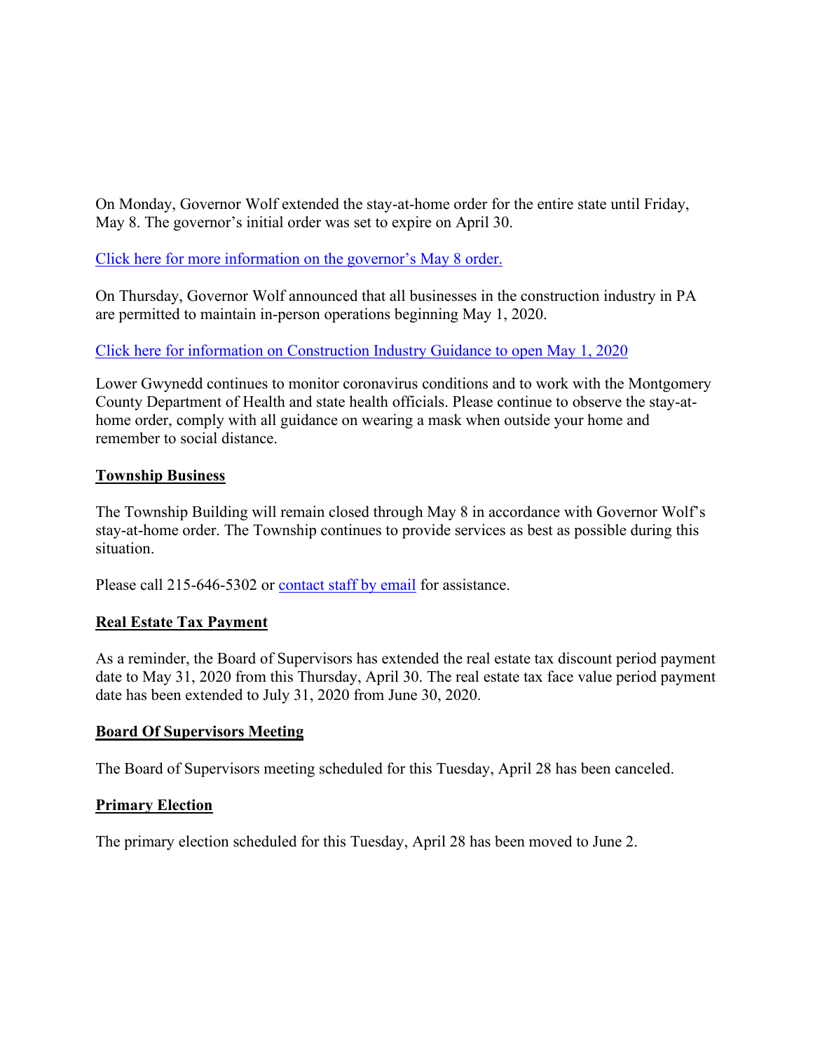On Monday, Governor Wolf extended the stay-at-home order for the entire state until Friday, May 8. The governor's initial order was set to expire on April 30.

Click here for more information on the governor's May 8 order.

On Thursday, Governor Wolf announced that all businesses in the construction industry in PA are permitted to maintain in-person operations beginning May 1, 2020.

Click here for information on Construction Industry Guidance to open May 1, 2020

Lower Gwynedd continues to monitor coronavirus conditions and to work with the Montgomery County Department of Health and state health officials. Please continue to observe the stay-at-home order, comply with all guidance on wearing a mask when outside your home and remember to social distance.

**Township Business**

The Township Building will remain closed through May 8 in accordance with Governor Wolf's stay-at-home order. The Township continues to provide services as best as possible during this situation.

Please call 215-646-5302 or contact staff by email for assistance.

**Real Estate Tax Payment**

As a reminder, the Board of Supervisors has extended the real estate tax discount period payment date to May 31, 2020 from this Thursday, April 30. The real estate tax face value period payment date has been extended to July 31, 2020 from June 30, 2020.

**Board Of Supervisors Meeting**

The Board of Supervisors meeting scheduled for this Tuesday, April 28 has been canceled.

**Primary Election**

The primary election scheduled for this Tuesday, April 28 has been moved to June 2.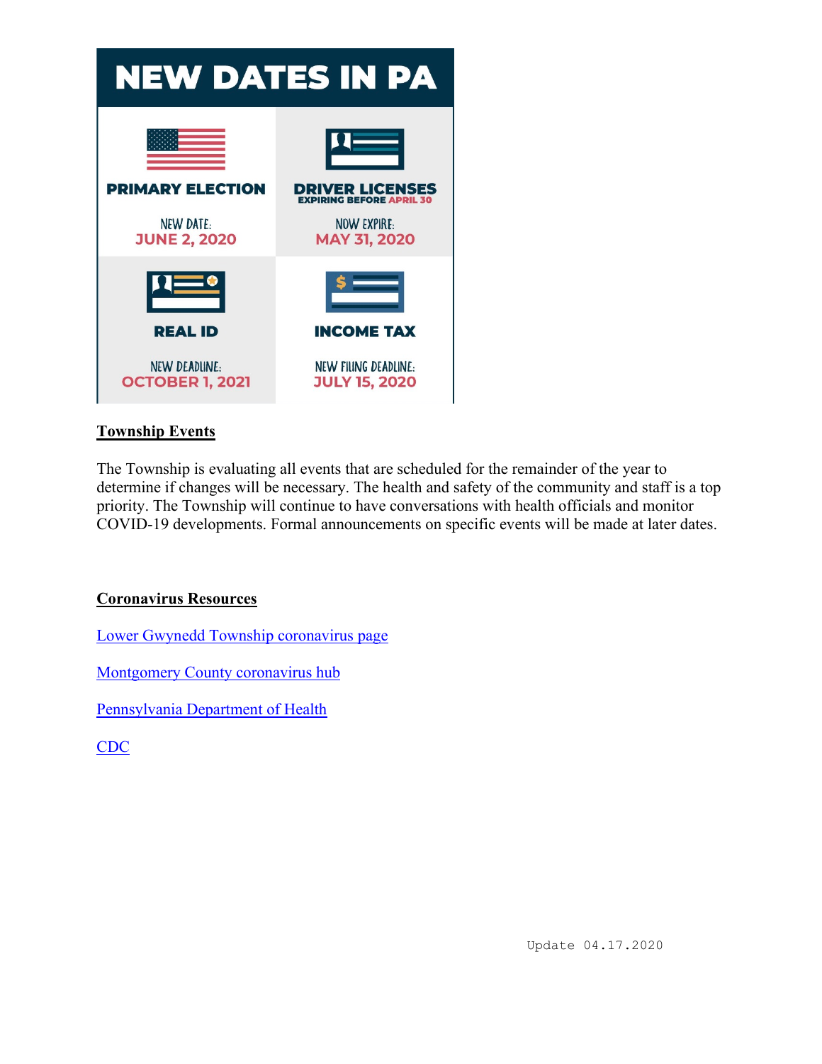# NEW DATES IN PA

**PRIMARY ELECTION**

NEW DATE:
**JUNE 2, 2020**

**DRIVER LICENSES**
EXPIRING BEFORE APRIL 30

NOW EXPIRE:
**MAY 31, 2020**

**REAL ID**

NEW DEADLINE:
**OCTOBER 1, 2021**

**INCOME TAX**

NEW FILING DEADLINE:
**JULY 15, 2020**

**Township Events**

The Township is evaluating all events that are scheduled for the remainder of the year to determine if changes will be necessary. The health and safety of the community and staff is a top priority. The Township will continue to have conversations with health officials and monitor COVID-19 developments. Formal announcements on specific events will be made at later dates.

**Coronavirus Resources**

Lower Gwynedd Township coronavirus page

Montgomery County coronavirus hub

Pennsylvania Department of Health

CDC

Update 04.17.2020